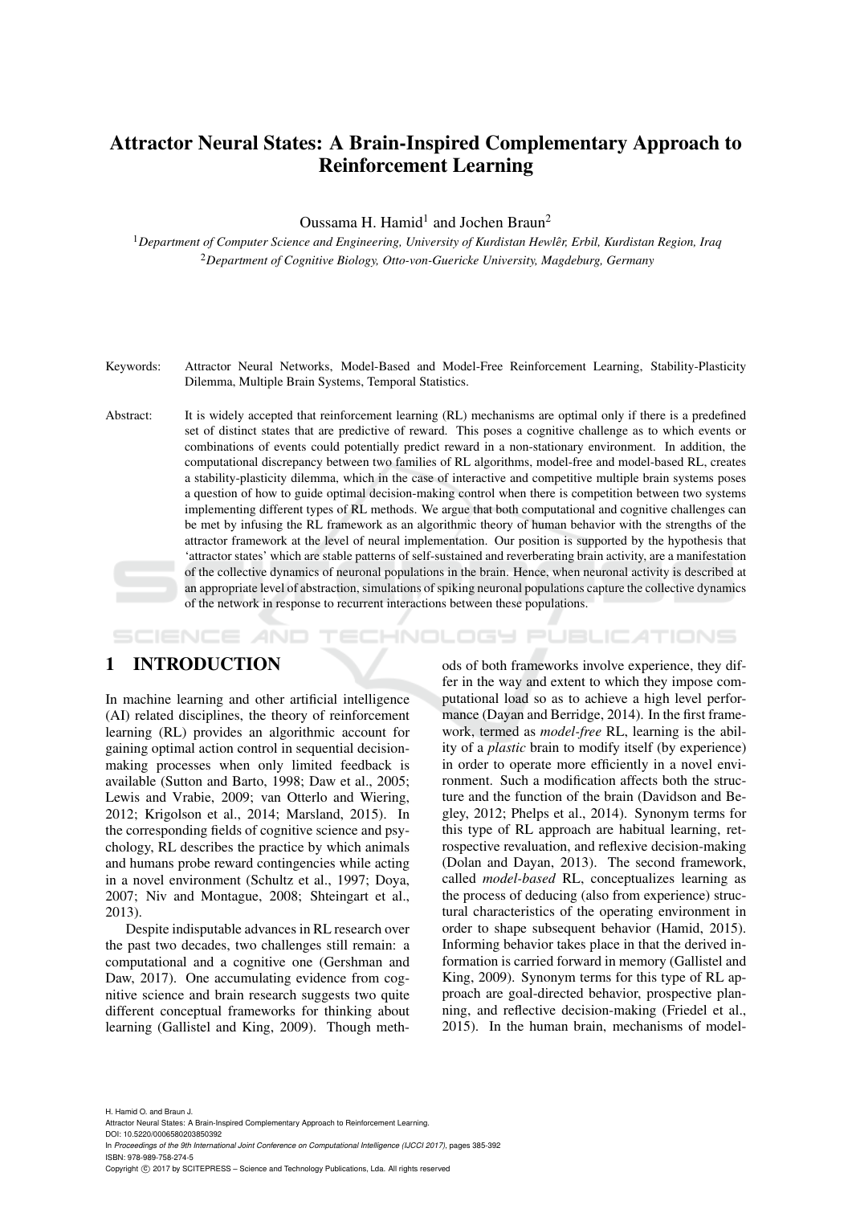# Attractor Neural States: A Brain-Inspired Complementary Approach to Reinforcement Learning

Oussama H. Hamid[1] and Jochen Braun[2]

[1]*Department of Computer Science and Engineering, University of Kurdistan Hewlêr, Erbil, Kurdistan Region, Iraq*
[2]*Department of Cognitive Biology, Otto-von-Guericke University, Magdeburg, Germany*

Keywords: Attractor Neural Networks, Model-Based and Model-Free Reinforcement Learning, Stability-Plasticity Dilemma, Multiple Brain Systems, Temporal Statistics.

Abstract: It is widely accepted that reinforcement learning (RL) mechanisms are optimal only if there is a predefined set of distinct states that are predictive of reward. This poses a cognitive challenge as to which events or combinations of events could potentially predict reward in a non-stationary environment. In addition, the computational discrepancy between two families of RL algorithms, model-free and model-based RL, creates a stability-plasticity dilemma, which in the case of interactive and competitive multiple brain systems poses a question of how to guide optimal decision-making control when there is competition between two systems implementing different types of RL methods. We argue that both computational and cognitive challenges can be met by infusing the RL framework as an algorithmic theory of human behavior with the strengths of the attractor framework at the level of neural implementation. Our position is supported by the hypothesis that 'attractor states' which are stable patterns of self-sustained and reverberating brain activity, are a manifestation of the collective dynamics of neuronal populations in the brain. Hence, when neuronal activity is described at an appropriate level of abstraction, simulations of spiking neuronal populations capture the collective dynamics of the network in response to recurrent interactions between these populations.

## 1 INTRODUCTION

In machine learning and other artificial intelligence (AI) related disciplines, the theory of reinforcement learning (RL) provides an algorithmic account for gaining optimal action control in sequential decision-making processes when only limited feedback is available (Sutton and Barto, 1998; Daw et al., 2005; Lewis and Vrabie, 2009; van Otterlo and Wiering, 2012; Krigolson et al., 2014; Marsland, 2015). In the corresponding fields of cognitive science and psychology, RL describes the practice by which animals and humans probe reward contingencies while acting in a novel environment (Schultz et al., 1997; Doya, 2007; Niv and Montague, 2008; Shteingart et al., 2013).

Despite indisputable advances in RL research over the past two decades, two challenges still remain: a computational and a cognitive one (Gershman and Daw, 2017). One accumulating evidence from cognitive science and brain research suggests two quite different conceptual frameworks for thinking about learning (Gallistel and King, 2009). Though methods of both frameworks involve experience, they differ in the way and extent to which they impose computational load so as to achieve a high level performance (Dayan and Berridge, 2014). In the first framework, termed as *model-free* RL, learning is the ability of a *plastic* brain to modify itself (by experience) in order to operate more efficiently in a novel environment. Such a modification affects both the structure and the function of the brain (Davidson and Begley, 2012; Phelps et al., 2014). Synonym terms for this type of RL approach are habitual learning, retrospective revaluation, and reflexive decision-making (Dolan and Dayan, 2013). The second framework, called *model-based* RL, conceptualizes learning as the process of deducing (also from experience) structural characteristics of the operating environment in order to shape subsequent behavior (Hamid, 2015). Informing behavior takes place in that the derived information is carried forward in memory (Gallistel and King, 2009). Synonym terms for this type of RL approach are goal-directed behavior, prospective planning, and reflective decision-making (Friedel et al., 2015). In the human brain, mechanisms of model-

H. Hamid O. and Braun J.
Attractor Neural States: A Brain-Inspired Complementary Approach to Reinforcement Learning.
DOI: 10.5220/0006580203850392
In *Proceedings of the 9th International Joint Conference on Computational Intelligence (IJCCI 2017)*, pages 385-392
ISBN: 978-989-758-274-5
Copyright © 2017 by SCITEPRESS – Science and Technology Publications, Lda. All rights reserved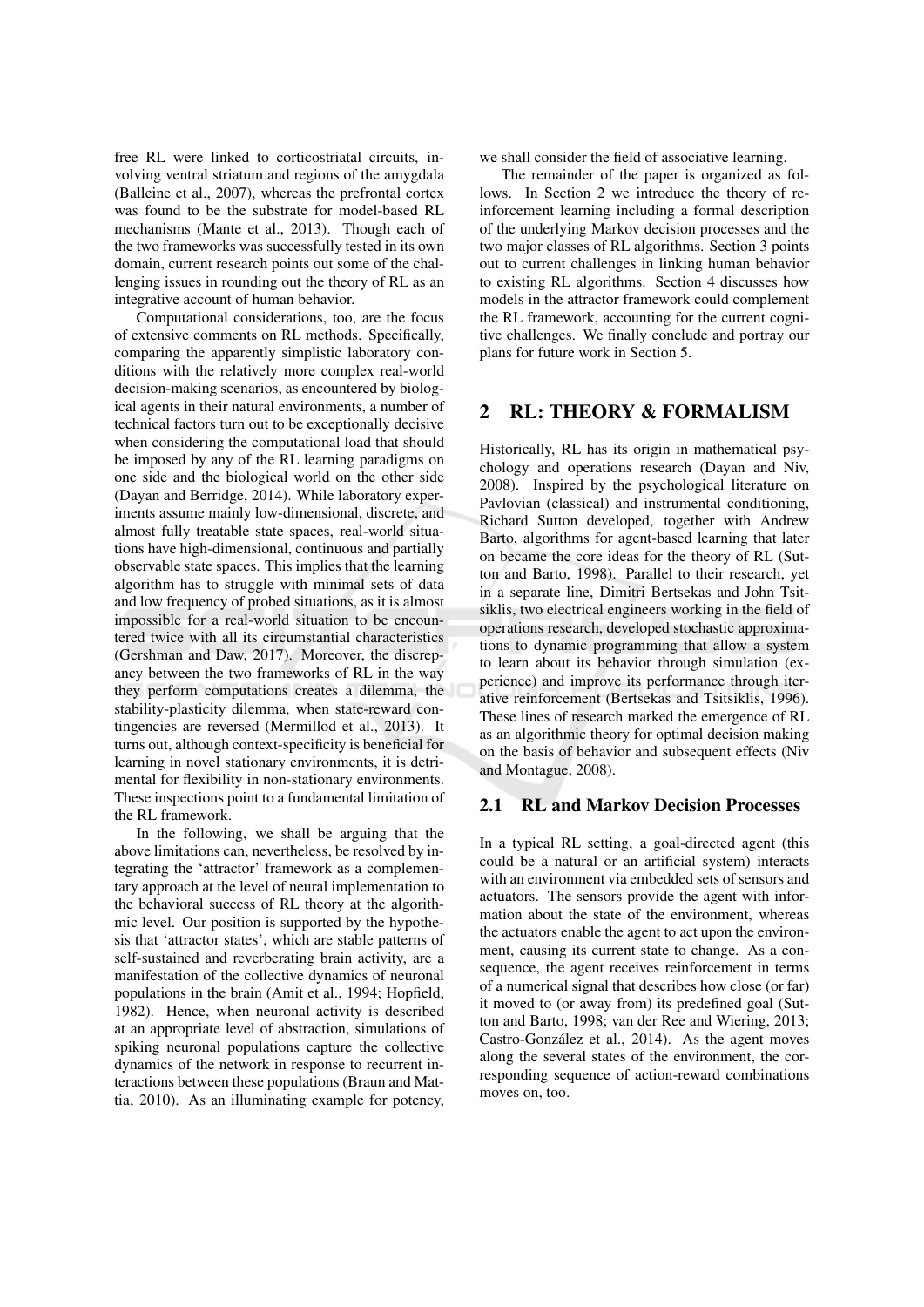free RL were linked to corticostriatal circuits, involving ventral striatum and regions of the amygdala (Balleine et al., 2007), whereas the prefrontal cortex was found to be the substrate for model-based RL mechanisms (Mante et al., 2013). Though each of the two frameworks was successfully tested in its own domain, current research points out some of the challenging issues in rounding out the theory of RL as an integrative account of human behavior.

Computational considerations, too, are the focus of extensive comments on RL methods. Specifically, comparing the apparently simplistic laboratory conditions with the relatively more complex real-world decision-making scenarios, as encountered by biological agents in their natural environments, a number of technical factors turn out to be exceptionally decisive when considering the computational load that should be imposed by any of the RL learning paradigms on one side and the biological world on the other side (Dayan and Berridge, 2014). While laboratory experiments assume mainly low-dimensional, discrete, and almost fully treatable state spaces, real-world situations have high-dimensional, continuous and partially observable state spaces. This implies that the learning algorithm has to struggle with minimal sets of data and low frequency of probed situations, as it is almost impossible for a real-world situation to be encountered twice with all its circumstantial characteristics (Gershman and Daw, 2017). Moreover, the discrepancy between the two frameworks of RL in the way they perform computations creates a dilemma, the stability-plasticity dilemma, when state-reward contingencies are reversed (Mermillod et al., 2013). It turns out, although context-specificity is beneficial for learning in novel stationary environments, it is detrimental for flexibility in non-stationary environments. These inspections point to a fundamental limitation of the RL framework.

In the following, we shall be arguing that the above limitations can, nevertheless, be resolved by integrating the 'attractor' framework as a complementary approach at the level of neural implementation to the behavioral success of RL theory at the algorithmic level. Our position is supported by the hypothesis that 'attractor states', which are stable patterns of self-sustained and reverberating brain activity, are a manifestation of the collective dynamics of neuronal populations in the brain (Amit et al., 1994; Hopfield, 1982). Hence, when neuronal activity is described at an appropriate level of abstraction, simulations of spiking neuronal populations capture the collective dynamics of the network in response to recurrent interactions between these populations (Braun and Mattia, 2010). As an illuminating example for potency, we shall consider the field of associative learning.

The remainder of the paper is organized as follows. In Section 2 we introduce the theory of reinforcement learning including a formal description of the underlying Markov decision processes and the two major classes of RL algorithms. Section 3 points out to current challenges in linking human behavior to existing RL algorithms. Section 4 discusses how models in the attractor framework could complement the RL framework, accounting for the current cognitive challenges. We finally conclude and portray our plans for future work in Section 5.

## 2 RL: THEORY & FORMALISM

Historically, RL has its origin in mathematical psychology and operations research (Dayan and Niv, 2008). Inspired by the psychological literature on Pavlovian (classical) and instrumental conditioning, Richard Sutton developed, together with Andrew Barto, algorithms for agent-based learning that later on became the core ideas for the theory of RL (Sutton and Barto, 1998). Parallel to their research, yet in a separate line, Dimitri Bertsekas and John Tsitsiklis, two electrical engineers working in the field of operations research, developed stochastic approximations to dynamic programming that allow a system to learn about its behavior through simulation (experience) and improve its performance through iterative reinforcement (Bertsekas and Tsitsiklis, 1996). These lines of research marked the emergence of RL as an algorithmic theory for optimal decision making on the basis of behavior and subsequent effects (Niv and Montague, 2008).

### 2.1 RL and Markov Decision Processes

In a typical RL setting, a goal-directed agent (this could be a natural or an artificial system) interacts with an environment via embedded sets of sensors and actuators. The sensors provide the agent with information about the state of the environment, whereas the actuators enable the agent to act upon the environment, causing its current state to change. As a consequence, the agent receives reinforcement in terms of a numerical signal that describes how close (or far) it moved to (or away from) its predefined goal (Sutton and Barto, 1998; van der Ree and Wiering, 2013; Castro-González et al., 2014). As the agent moves along the several states of the environment, the corresponding sequence of action-reward combinations moves on, too.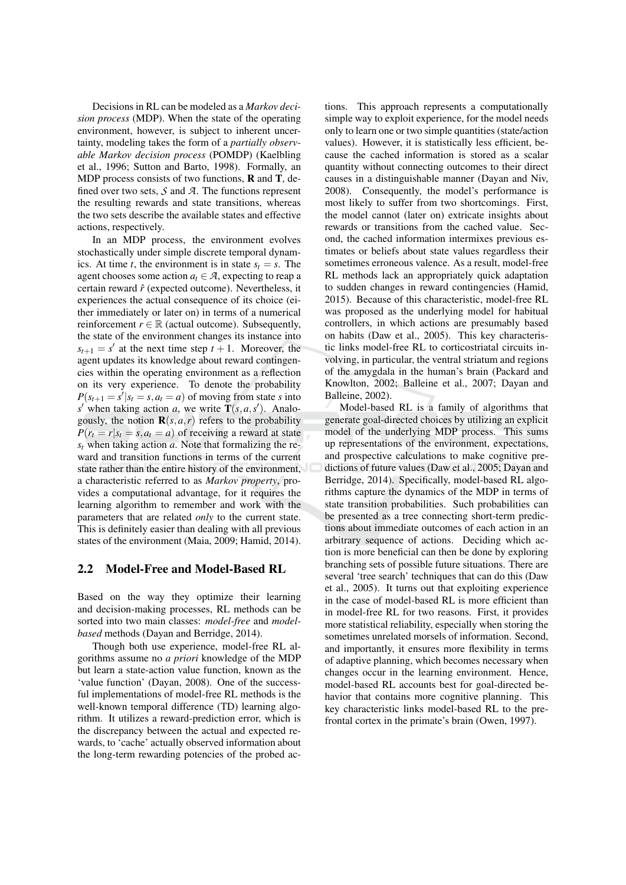Decisions in RL can be modeled as a *Markov decision process* (MDP). When the state of the operating environment, however, is subject to inherent uncertainty, modeling takes the form of a *partially observable Markov decision process* (POMDP) (Kaelbling et al., 1996; Sutton and Barto, 1998). Formally, an MDP process consists of two functions, $\mathbf{R}$ and $\mathbf{T}$, defined over two sets, $\mathcal{S}$ and $\mathcal{A}$. The functions represent the resulting rewards and state transitions, whereas the two sets describe the available states and effective actions, respectively.

In an MDP process, the environment evolves stochastically under simple discrete temporal dynamics. At time $t$, the environment is in state $s_t = s$. The agent chooses some action $a_t \in \mathcal{A}$, expecting to reap a certain reward $\hat{r}$ (expected outcome). Nevertheless, it experiences the actual consequence of its choice (either immediately or later on) in terms of a numerical reinforcement $r \in \mathbb{R}$ (actual outcome). Subsequently, the state of the environment changes its instance into $s_{t+1} = s'$ at the next time step $t+1$. Moreover, the agent updates its knowledge about reward contingencies within the operating environment as a reflection on its very experience. To denote the probability $P(s_{t+1} = s' | s_t = s, a_t = a)$ of moving from state $s$ into $s'$ when taking action $a$, we write $\mathbf{T}(s,a,s')$. Analogously, the notion $\mathbf{R}(s,a,r)$ refers to the probability $P(r_t = r | s_t = s, a_t = a)$ of receiving a reward at state $s_t$ when taking action $a$. Note that formalizing the reward and transition functions in terms of the current state rather than the entire history of the environment, a characteristic referred to as *Markov property*, provides a computational advantage, for it requires the learning algorithm to remember and work with the parameters that are related *only* to the current state. This is definitely easier than dealing with all previous states of the environment (Maia, 2009; Hamid, 2014).

## 2.2 Model-Free and Model-Based RL

Based on the way they optimize their learning and decision-making processes, RL methods can be sorted into two main classes: *model-free* and *model-based* methods (Dayan and Berridge, 2014).

Though both use experience, model-free RL algorithms assume no *a priori* knowledge of the MDP but learn a state-action value function, known as the 'value function' (Dayan, 2008). One of the successful implementations of model-free RL methods is the well-known temporal difference (TD) learning algorithm. It utilizes a reward-prediction error, which is the discrepancy between the actual and expected rewards, to 'cache' actually observed information about the long-term rewarding potencies of the probed actions. This approach represents a computationally simple way to exploit experience, for the model needs only to learn one or two simple quantities (state/action values). However, it is statistically less efficient, because the cached information is stored as a scalar quantity without connecting outcomes to their direct causes in a distinguishable manner (Dayan and Niv, 2008). Consequently, the model's performance is most likely to suffer from two shortcomings. First, the model cannot (later on) extricate insights about rewards or transitions from the cached value. Second, the cached information intermixes previous estimates or beliefs about state values regardless their sometimes erroneous valence. As a result, model-free RL methods lack an appropriately quick adaptation to sudden changes in reward contingencies (Hamid, 2015). Because of this characteristic, model-free RL was proposed as the underlying model for habitual controllers, in which actions are presumably based on habits (Daw et al., 2005). This key characteristic links model-free RL to corticostriatal circuits involving, in particular, the ventral striatum and regions of the amygdala in the human's brain (Packard and Knowlton, 2002; Balleine et al., 2007; Dayan and Balleine, 2002).

Model-based RL is a family of algorithms that generate goal-directed choices by utilizing an explicit model of the underlying MDP process. This sums up representations of the environment, expectations, and prospective calculations to make cognitive predictions of future values (Daw et al., 2005; Dayan and Berridge, 2014). Specifically, model-based RL algorithms capture the dynamics of the MDP in terms of state transition probabilities. Such probabilities can be presented as a tree connecting short-term predictions about immediate outcomes of each action in an arbitrary sequence of actions. Deciding which action is more beneficial can then be done by exploring branching sets of possible future situations. There are several 'tree search' techniques that can do this (Daw et al., 2005). It turns out that exploiting experience in the case of model-based RL is more efficient than in model-free RL for two reasons. First, it provides more statistical reliability, especially when storing the sometimes unrelated morsels of information. Second, and importantly, it ensures more flexibility in terms of adaptive planning, which becomes necessary when changes occur in the learning environment. Hence, model-based RL accounts best for goal-directed behavior that contains more cognitive planning. This key characteristic links model-based RL to the prefrontal cortex in the primate's brain (Owen, 1997).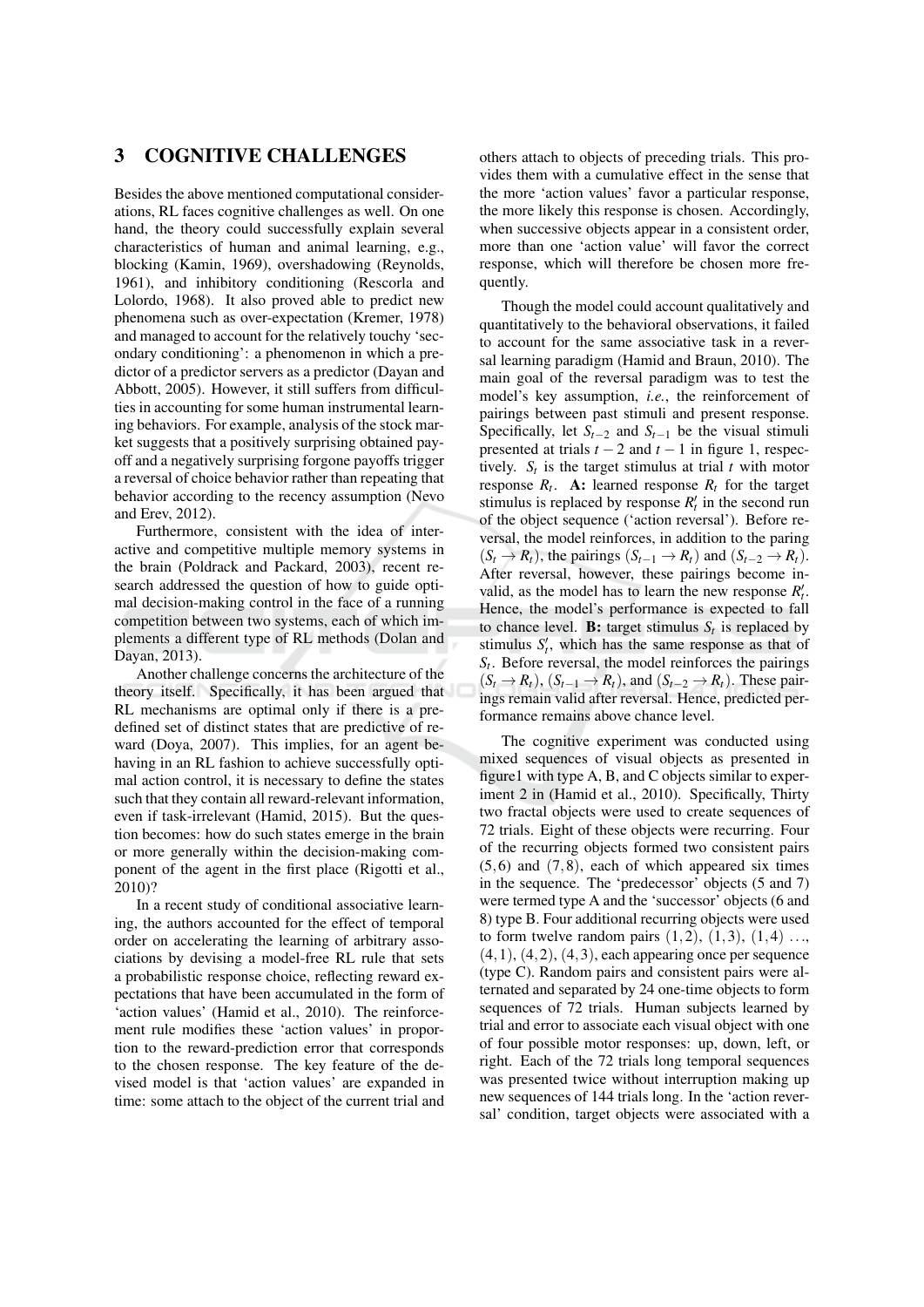## 3 COGNITIVE CHALLENGES

Besides the above mentioned computational considerations, RL faces cognitive challenges as well. On one hand, the theory could successfully explain several characteristics of human and animal learning, e.g., blocking (Kamin, 1969), overshadowing (Reynolds, 1961), and inhibitory conditioning (Rescorla and Lolordo, 1968). It also proved able to predict new phenomena such as over-expectation (Kremer, 1978) and managed to account for the relatively touchy 'secondary conditioning': a phenomenon in which a predictor of a predictor servers as a predictor (Dayan and Abbott, 2005). However, it still suffers from difficulties in accounting for some human instrumental learning behaviors. For example, analysis of the stock market suggests that a positively surprising obtained payoff and a negatively surprising forgone payoffs trigger a reversal of choice behavior rather than repeating that behavior according to the recency assumption (Nevo and Erev, 2012).

Furthermore, consistent with the idea of interactive and competitive multiple memory systems in the brain (Poldrack and Packard, 2003), recent research addressed the question of how to guide optimal decision-making control in the face of a running competition between two systems, each of which implements a different type of RL methods (Dolan and Dayan, 2013).

Another challenge concerns the architecture of the theory itself. Specifically, it has been argued that RL mechanisms are optimal only if there is a predefined set of distinct states that are predictive of reward (Doya, 2007). This implies, for an agent behaving in an RL fashion to achieve successfully optimal action control, it is necessary to define the states such that they contain all reward-relevant information, even if task-irrelevant (Hamid, 2015). But the question becomes: how do such states emerge in the brain or more generally within the decision-making component of the agent in the first place (Rigotti et al., 2010)?

In a recent study of conditional associative learning, the authors accounted for the effect of temporal order on accelerating the learning of arbitrary associations by devising a model-free RL rule that sets a probabilistic response choice, reflecting reward expectations that have been accumulated in the form of 'action values' (Hamid et al., 2010). The reinforcement rule modifies these 'action values' in proportion to the reward-prediction error that corresponds to the chosen response. The key feature of the devised model is that 'action values' are expanded in time: some attach to the object of the current trial and others attach to objects of preceding trials. This provides them with a cumulative effect in the sense that the more 'action values' favor a particular response, the more likely this response is chosen. Accordingly, when successive objects appear in a consistent order, more than one 'action value' will favor the correct response, which will therefore be chosen more frequently.

Though the model could account qualitatively and quantitatively to the behavioral observations, it failed to account for the same associative task in a reversal learning paradigm (Hamid and Braun, 2010). The main goal of the reversal paradigm was to test the model's key assumption, *i.e.*, the reinforcement of pairings between past stimuli and present response. Specifically, let $S_{t-2}$ and $S_{t-1}$ be the visual stimuli presented at trials $t-2$ and $t-1$ in figure 1, respectively. $S_t$ is the target stimulus at trial $t$ with motor response $R_t$. **A:** learned response $R_t$ for the target stimulus is replaced by response $R'_t$ in the second run of the object sequence ('action reversal'). Before reversal, the model reinforces, in addition to the paring $(S_t \rightarrow R_t)$, the pairings $(S_{t-1} \rightarrow R_t)$ and $(S_{t-2} \rightarrow R_t)$. After reversal, however, these pairings become invalid, as the model has to learn the new response $R'_t$. Hence, the model's performance is expected to fall to chance level. **B:** target stimulus $S_t$ is replaced by stimulus $S'_t$, which has the same response as that of $S_t$. Before reversal, the model reinforces the pairings $(S_t \rightarrow R_t)$, $(S_{t-1} \rightarrow R_t)$, and $(S_{t-2} \rightarrow R_t)$. These pairings remain valid after reversal. Hence, predicted performance remains above chance level.

The cognitive experiment was conducted using mixed sequences of visual objects as presented in figure1 with type A, B, and C objects similar to experiment 2 in (Hamid et al., 2010). Specifically, Thirty two fractal objects were used to create sequences of 72 trials. Eight of these objects were recurring. Four of the recurring objects formed two consistent pairs $(5,6)$ and $(7,8)$, each of which appeared six times in the sequence. The 'predecessor' objects (5 and 7) were termed type A and the 'successor' objects (6 and 8) type B. Four additional recurring objects were used to form twelve random pairs $(1,2)$, $(1,3)$, $(1,4)$ ..., $(4,1)$, $(4,2)$, $(4,3)$, each appearing once per sequence (type C). Random pairs and consistent pairs were alternated and separated by 24 one-time objects to form sequences of 72 trials. Human subjects learned by trial and error to associate each visual object with one of four possible motor responses: up, down, left, or right. Each of the 72 trials long temporal sequences was presented twice without interruption making up new sequences of 144 trials long. In the 'action reversal' condition, target objects were associated with a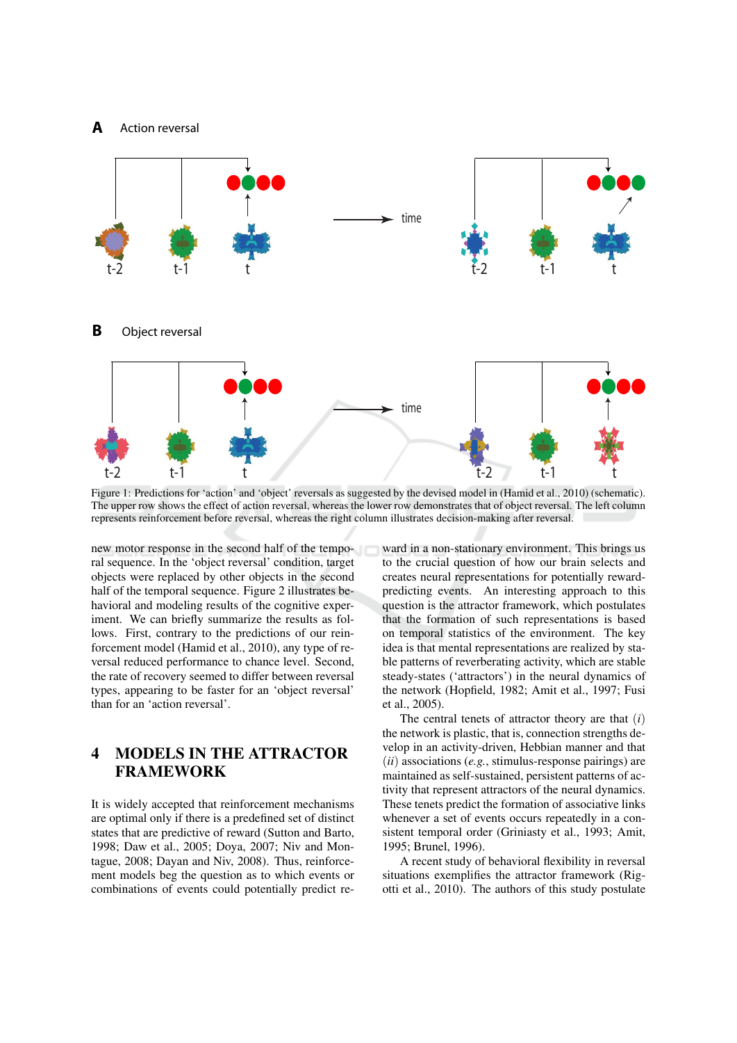Figure 1: Predictions for 'action' and 'object' reversals as suggested by the devised model in (Hamid et al., 2010) (schematic). The upper row shows the effect of action reversal, whereas the lower row demonstrates that of object reversal. The left column represents reinforcement before reversal, whereas the right column illustrates decision-making after reversal.

new motor response in the second half of the temporal sequence. In the 'object reversal' condition, target objects were replaced by other objects in the second half of the temporal sequence. Figure 2 illustrates behavioral and modeling results of the cognitive experiment. We can briefly summarize the results as follows. First, contrary to the predictions of our reinforcement model (Hamid et al., 2010), any type of reversal reduced performance to chance level. Second, the rate of recovery seemed to differ between reversal types, appearing to be faster for an 'object reversal' than for an 'action reversal'.

## 4 MODELS IN THE ATTRACTOR FRAMEWORK

It is widely accepted that reinforcement mechanisms are optimal only if there is a predefined set of distinct states that are predictive of reward (Sutton and Barto, 1998; Daw et al., 2005; Doya, 2007; Niv and Montague, 2008; Dayan and Niv, 2008). Thus, reinforcement models beg the question as to which events or combinations of events could potentially predict reward in a non-stationary environment. This brings us to the crucial question of how our brain selects and creates neural representations for potentially reward-predicting events. An interesting approach to this question is the attractor framework, which postulates that the formation of such representations is based on temporal statistics of the environment. The key idea is that mental representations are realized by stable patterns of reverberating activity, which are stable steady-states ('attractors') in the neural dynamics of the network (Hopfield, 1982; Amit et al., 1997; Fusi et al., 2005).

The central tenets of attractor theory are that $(i)$ the network is plastic, that is, connection strengths develop in an activity-driven, Hebbian manner and that $(ii)$ associations (*e.g.*, stimulus-response pairings) are maintained as self-sustained, persistent patterns of activity that represent attractors of the neural dynamics. These tenets predict the formation of associative links whenever a set of events occurs repeatedly in a consistent temporal order (Griniasty et al., 1993; Amit, 1995; Brunel, 1996).

A recent study of behavioral flexibility in reversal situations exemplifies the attractor framework (Rigotti et al., 2010). The authors of this study postulate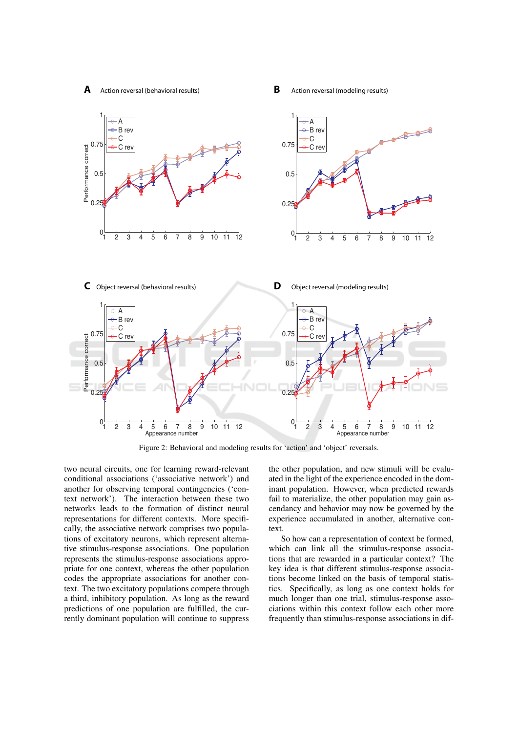Figure 2: Behavioral and modeling results for 'action' and 'object' reversals.

two neural circuits, one for learning reward-relevant conditional associations ('associative network') and another for observing temporal contingencies ('context network'). The interaction between these two networks leads to the formation of distinct neural representations for different contexts. More specifically, the associative network comprises two populations of excitatory neurons, which represent alternative stimulus-response associations. One population represents the stimulus-response associations appropriate for one context, whereas the other population codes the appropriate associations for another context. The two excitatory populations compete through a third, inhibitory population. As long as the reward predictions of one population are fulfilled, the currently dominant population will continue to suppress the other population, and new stimuli will be evaluated in the light of the experience encoded in the dominant population. However, when predicted rewards fail to materialize, the other population may gain ascendancy and behavior may now be governed by the experience accumulated in another, alternative context.

So how can a representation of context be formed, which can link all the stimulus-response associations that are rewarded in a particular context? The key idea is that different stimulus-response associations become linked on the basis of temporal statistics. Specifically, as long as one context holds for much longer than one trial, stimulus-response associations within this context follow each other more frequently than stimulus-response associations in dif-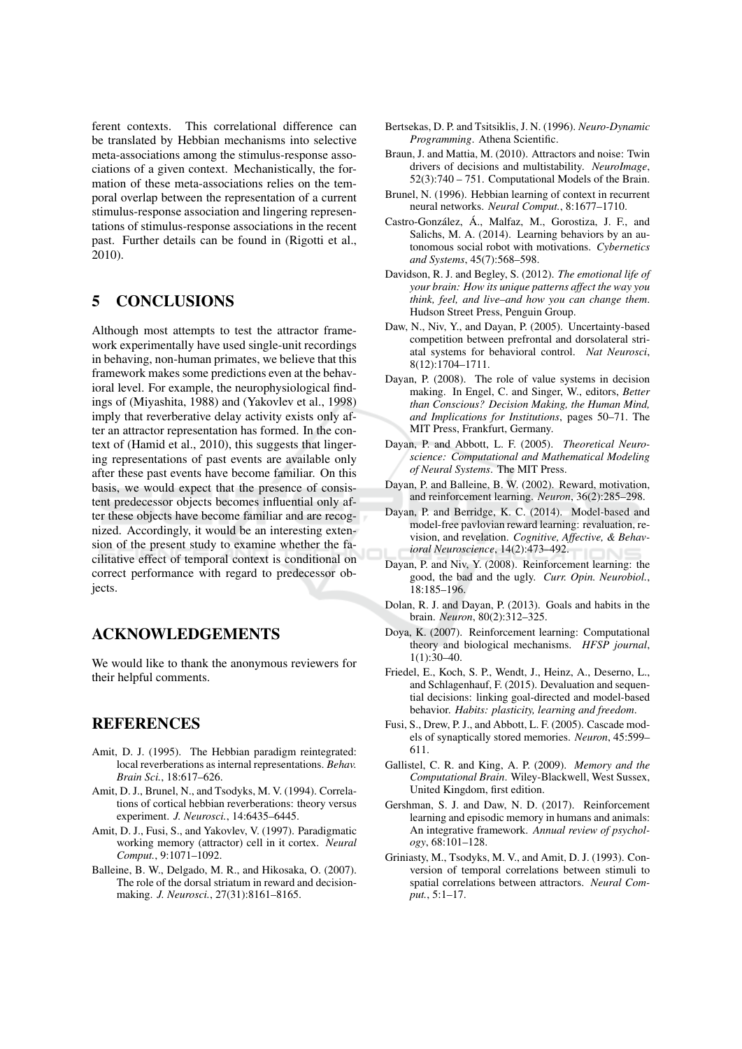ferent contexts. This correlational difference can be translated by Hebbian mechanisms into selective meta-associations among the stimulus-response associations of a given context. Mechanistically, the formation of these meta-associations relies on the temporal overlap between the representation of a current stimulus-response association and lingering representations of stimulus-response associations in the recent past. Further details can be found in (Rigotti et al., 2010).

## 5 CONCLUSIONS

Although most attempts to test the attractor framework experimentally have used single-unit recordings in behaving, non-human primates, we believe that this framework makes some predictions even at the behavioral level. For example, the neurophysiological findings of (Miyashita, 1988) and (Yakovlev et al., 1998) imply that reverberative delay activity exists only after an attractor representation has formed. In the context of (Hamid et al., 2010), this suggests that lingering representations of past events are available only after these past events have become familiar. On this basis, we would expect that the presence of consistent predecessor objects becomes influential only after these objects have become familiar and are recognized. Accordingly, it would be an interesting extension of the present study to examine whether the facilitative effect of temporal context is conditional on correct performance with regard to predecessor objects.

## ACKNOWLEDGEMENTS

We would like to thank the anonymous reviewers for their helpful comments.

## REFERENCES

Amit, D. J. (1995). The Hebbian paradigm reintegrated: local reverberations as internal representations. *Behav. Brain Sci.*, 18:617–626.

Amit, D. J., Brunel, N., and Tsodyks, M. V. (1994). Correlations of cortical hebbian reverberations: theory versus experiment. *J. Neurosci.*, 14:6435–6445.

Amit, D. J., Fusi, S., and Yakovlev, V. (1997). Paradigmatic working memory (attractor) cell in it cortex. *Neural Comput.*, 9:1071–1092.

Balleine, B. W., Delgado, M. R., and Hikosaka, O. (2007). The role of the dorsal striatum in reward and decision-making. *J. Neurosci.*, 27(31):8161–8165.

Bertsekas, D. P. and Tsitsiklis, J. N. (1996). *Neuro-Dynamic Programming*. Athena Scientific.

Braun, J. and Mattia, M. (2010). Attractors and noise: Twin drivers of decisions and multistability. *NeuroImage*, 52(3):740 – 751. Computational Models of the Brain.

Brunel, N. (1996). Hebbian learning of context in recurrent neural networks. *Neural Comput.*, 8:1677–1710.

Castro-González, Á., Malfaz, M., Gorostiza, J. F., and Salichs, M. A. (2014). Learning behaviors by an autonomous social robot with motivations. *Cybernetics and Systems*, 45(7):568–598.

Davidson, R. J. and Begley, S. (2012). *The emotional life of your brain: How its unique patterns affect the way you think, feel, and live–and how you can change them*. Hudson Street Press, Penguin Group.

Daw, N., Niv, Y., and Dayan, P. (2005). Uncertainty-based competition between prefrontal and dorsolateral striatal systems for behavioral control. *Nat Neurosci*, 8(12):1704–1711.

Dayan, P. (2008). The role of value systems in decision making. In Engel, C. and Singer, W., editors, *Better than Conscious? Decision Making, the Human Mind, and Implications for Institutions*, pages 50–71. The MIT Press, Frankfurt, Germany.

Dayan, P. and Abbott, L. F. (2005). *Theoretical Neuroscience: Computational and Mathematical Modeling of Neural Systems*. The MIT Press.

Dayan, P. and Balleine, B. W. (2002). Reward, motivation, and reinforcement learning. *Neuron*, 36(2):285–298.

Dayan, P. and Berridge, K. C. (2014). Model-based and model-free pavlovian reward learning: revaluation, revision, and revelation. *Cognitive, Affective, & Behavioral Neuroscience*, 14(2):473–492.

Dayan, P. and Niv, Y. (2008). Reinforcement learning: the good, the bad and the ugly. *Curr. Opin. Neurobiol.*, 18:185–196.

Dolan, R. J. and Dayan, P. (2013). Goals and habits in the brain. *Neuron*, 80(2):312–325.

Doya, K. (2007). Reinforcement learning: Computational theory and biological mechanisms. *HFSP journal*, 1(1):30–40.

Friedel, E., Koch, S. P., Wendt, J., Heinz, A., Deserno, L., and Schlagenhauf, F. (2015). Devaluation and sequential decisions: linking goal-directed and model-based behavior. *Habits: plasticity, learning and freedom*.

Fusi, S., Drew, P. J., and Abbott, L. F. (2005). Cascade models of synaptically stored memories. *Neuron*, 45:599–611.

Gallistel, C. R. and King, A. P. (2009). *Memory and the Computational Brain*. Wiley-Blackwell, West Sussex, United Kingdom, first edition.

Gershman, S. J. and Daw, N. D. (2017). Reinforcement learning and episodic memory in humans and animals: An integrative framework. *Annual review of psychology*, 68:101–128.

Griniasty, M., Tsodyks, M. V., and Amit, D. J. (1993). Conversion of temporal correlations between stimuli to spatial correlations between attractors. *Neural Comput.*, 5:1–17.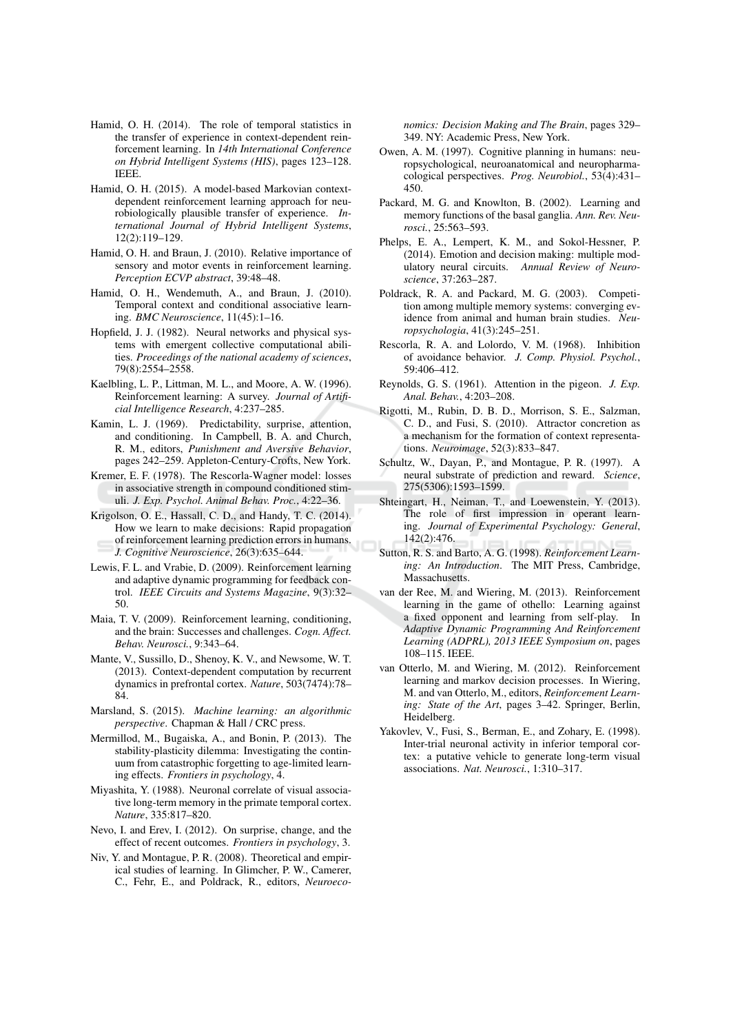Hamid, O. H. (2014). The role of temporal statistics in the transfer of experience in context-dependent reinforcement learning. In *14th International Conference on Hybrid Intelligent Systems (HIS)*, pages 123–128. IEEE.

Hamid, O. H. (2015). A model-based Markovian context-dependent reinforcement learning approach for neurobiologically plausible transfer of experience. *International Journal of Hybrid Intelligent Systems*, 12(2):119–129.

Hamid, O. H. and Braun, J. (2010). Relative importance of sensory and motor events in reinforcement learning. *Perception ECVP abstract*, 39:48–48.

Hamid, O. H., Wendemuth, A., and Braun, J. (2010). Temporal context and conditional associative learning. *BMC Neuroscience*, 11(45):1–16.

Hopfield, J. J. (1982). Neural networks and physical systems with emergent collective computational abilities. *Proceedings of the national academy of sciences*, 79(8):2554–2558.

Kaelbling, L. P., Littman, M. L., and Moore, A. W. (1996). Reinforcement learning: A survey. *Journal of Artificial Intelligence Research*, 4:237–285.

Kamin, L. J. (1969). Predictability, surprise, attention, and conditioning. In Campbell, B. A. and Church, R. M., editors, *Punishment and Aversive Behavior*, pages 242–259. Appleton-Century-Crofts, New York.

Kremer, E. F. (1978). The Rescorla-Wagner model: losses in associative strength in compound conditioned stimuli. *J. Exp. Psychol. Animal Behav. Proc.*, 4:22–36.

Krigolson, O. E., Hassall, C. D., and Handy, T. C. (2014). How we learn to make decisions: Rapid propagation of reinforcement learning prediction errors in humans. *J. Cognitive Neuroscience*, 26(3):635–644.

Lewis, F. L. and Vrabie, D. (2009). Reinforcement learning and adaptive dynamic programming for feedback control. *IEEE Circuits and Systems Magazine*, 9(3):32–50.

Maia, T. V. (2009). Reinforcement learning, conditioning, and the brain: Successes and challenges. *Cogn. Affect. Behav. Neurosci.*, 9:343–64.

Mante, V., Sussillo, D., Shenoy, K. V., and Newsome, W. T. (2013). Context-dependent computation by recurrent dynamics in prefrontal cortex. *Nature*, 503(7474):78–84.

Marsland, S. (2015). *Machine learning: an algorithmic perspective*. Chapman & Hall / CRC press.

Mermillod, M., Bugaiska, A., and Bonin, P. (2013). The stability-plasticity dilemma: Investigating the continuum from catastrophic forgetting to age-limited learning effects. *Frontiers in psychology*, 4.

Miyashita, Y. (1988). Neuronal correlate of visual associative long-term memory in the primate temporal cortex. *Nature*, 335:817–820.

Nevo, I. and Erev, I. (2012). On surprise, change, and the effect of recent outcomes. *Frontiers in psychology*, 3.

Niv, Y. and Montague, P. R. (2008). Theoretical and empirical studies of learning. In Glimcher, P. W., Camerer, C., Fehr, E., and Poldrack, R., editors, *Neuroeconomics: Decision Making and The Brain*, pages 329–349. NY: Academic Press, New York.

Owen, A. M. (1997). Cognitive planning in humans: neuropsychological, neuroanatomical and neuropharmacological perspectives. *Prog. Neurobiol.*, 53(4):431–450.

Packard, M. G. and Knowlton, B. (2002). Learning and memory functions of the basal ganglia. *Ann. Rev. Neurosci.*, 25:563–593.

Phelps, E. A., Lempert, K. M., and Sokol-Hessner, P. (2014). Emotion and decision making: multiple modulatory neural circuits. *Annual Review of Neuroscience*, 37:263–287.

Poldrack, R. A. and Packard, M. G. (2003). Competition among multiple memory systems: converging evidence from animal and human brain studies. *Neuropsychologia*, 41(3):245–251.

Rescorla, R. A. and Lolordo, V. M. (1968). Inhibition of avoidance behavior. *J. Comp. Physiol. Psychol.*, 59:406–412.

Reynolds, G. S. (1961). Attention in the pigeon. *J. Exp. Anal. Behav.*, 4:203–208.

Rigotti, M., Rubin, D. B. D., Morrison, S. E., Salzman, C. D., and Fusi, S. (2010). Attractor concretion as a mechanism for the formation of context representations. *Neuroimage*, 52(3):833–847.

Schultz, W., Dayan, P., and Montague, P. R. (1997). A neural substrate of prediction and reward. *Science*, 275(5306):1593–1599.

Shteingart, H., Neiman, T., and Loewenstein, Y. (2013). The role of first impression in operant learning. *Journal of Experimental Psychology: General*, 142(2):476.

Sutton, R. S. and Barto, A. G. (1998). *Reinforcement Learning: An Introduction*. The MIT Press, Cambridge, Massachusetts.

van der Ree, M. and Wiering, M. (2013). Reinforcement learning in the game of othello: Learning against a fixed opponent and learning from self-play. In *Adaptive Dynamic Programming And Reinforcement Learning (ADPRL), 2013 IEEE Symposium on*, pages 108–115. IEEE.

van Otterlo, M. and Wiering, M. (2012). Reinforcement learning and markov decision processes. In Wiering, M. and van Otterlo, M., editors, *Reinforcement Learning: State of the Art*, pages 3–42. Springer, Berlin, Heidelberg.

Yakovlev, V., Fusi, S., Berman, E., and Zohary, E. (1998). Inter-trial neuronal activity in inferior temporal cortex: a putative vehicle to generate long-term visual associations. *Nat. Neurosci.*, 1:310–317.